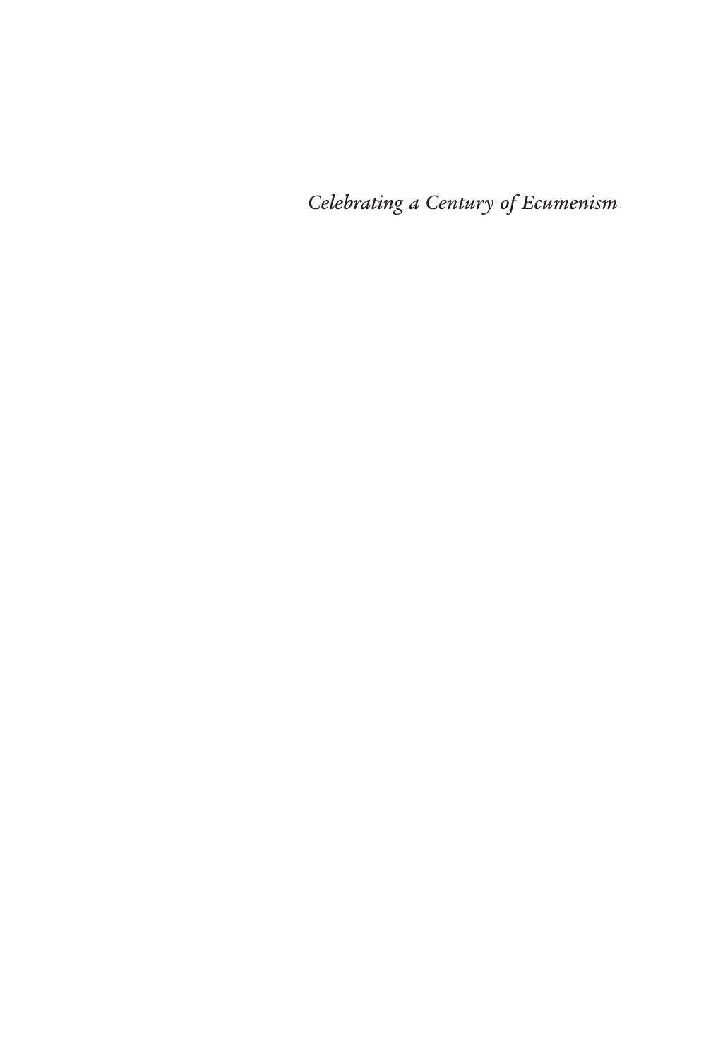*Celebrating a Century of Ecumenism*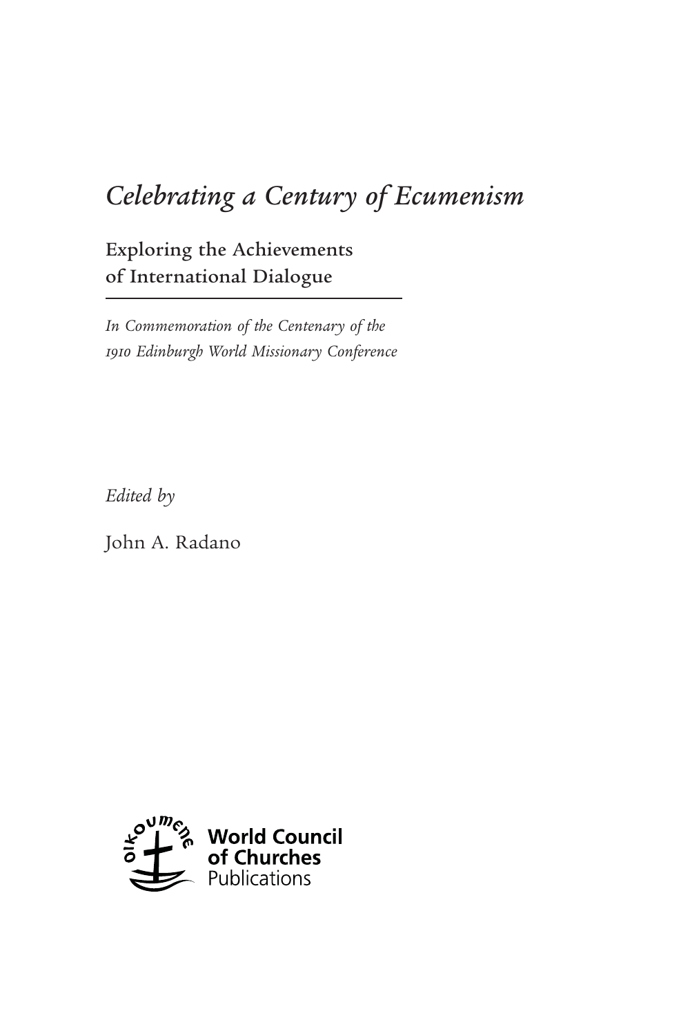# *Celebrating a Century of Ecumenism*

## Exploring the Achievements of International Dialogue

*In Commemoration of the Centenary of the 1910 Edinburgh World Missionary Conference*

*Edited by*

John A. Radano

**World Council of Churches** Publications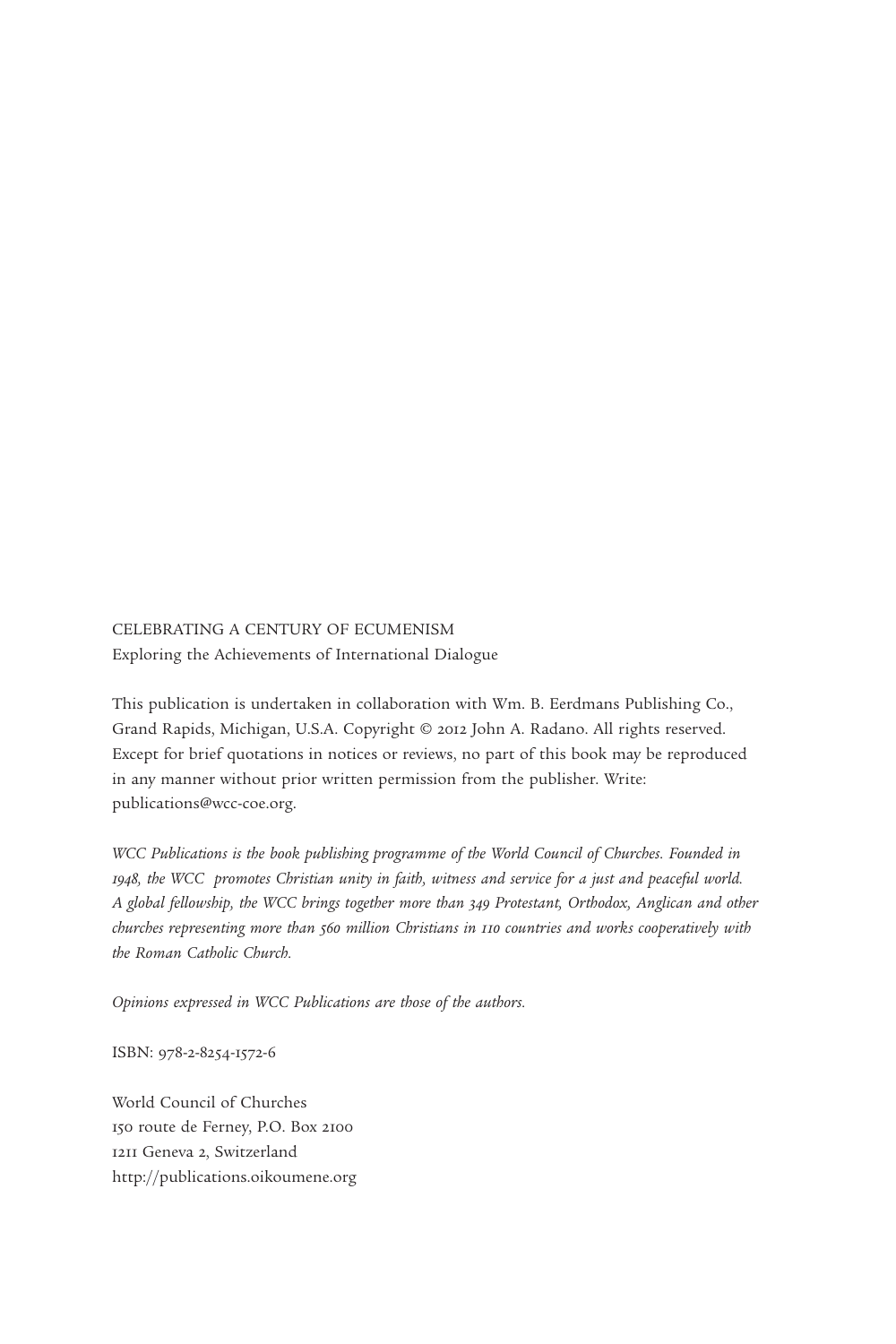CELEBRATING A CENTURY OF ECUMENISM
Exploring the Achievements of International Dialogue

This publication is undertaken in collaboration with Wm. B. Eerdmans Publishing Co., Grand Rapids, Michigan, U.S.A. Copyright © 2012 John A. Radano. All rights reserved. Except for brief quotations in notices or reviews, no part of this book may be reproduced in any manner without prior written permission from the publisher. Write: publications@wcc-coe.org.

*WCC Publications is the book publishing programme of the World Council of Churches. Founded in 1948, the WCC promotes Christian unity in faith, witness and service for a just and peaceful world. A global fellowship, the WCC brings together more than 349 Protestant, Orthodox, Anglican and other churches representing more than 560 million Christians in 110 countries and works cooperatively with the Roman Catholic Church.*

*Opinions expressed in WCC Publications are those of the authors.*

ISBN: 978-2-8254-1572-6

World Council of Churches
150 route de Ferney, P.O. Box 2100
1211 Geneva 2, Switzerland
http://publications.oikoumene.org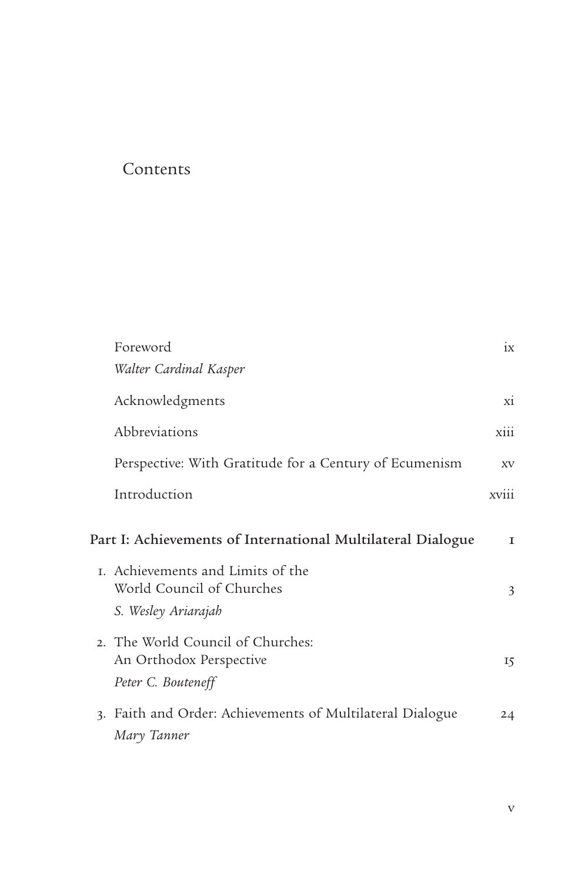# Contents

Foreword ix
*Walter Cardinal Kasper*

Acknowledgments xi

Abbreviations xiii

Perspective: With Gratitude for a Century of Ecumenism xv

Introduction xviii

**Part I: Achievements of International Multilateral Dialogue 1**

1. Achievements and Limits of the World Council of Churches 3
   *S. Wesley Ariarajah*

2. The World Council of Churches: An Orthodox Perspective 15
   *Peter C. Bouteneff*

3. Faith and Order: Achievements of Multilateral Dialogue 24
   *Mary Tanner*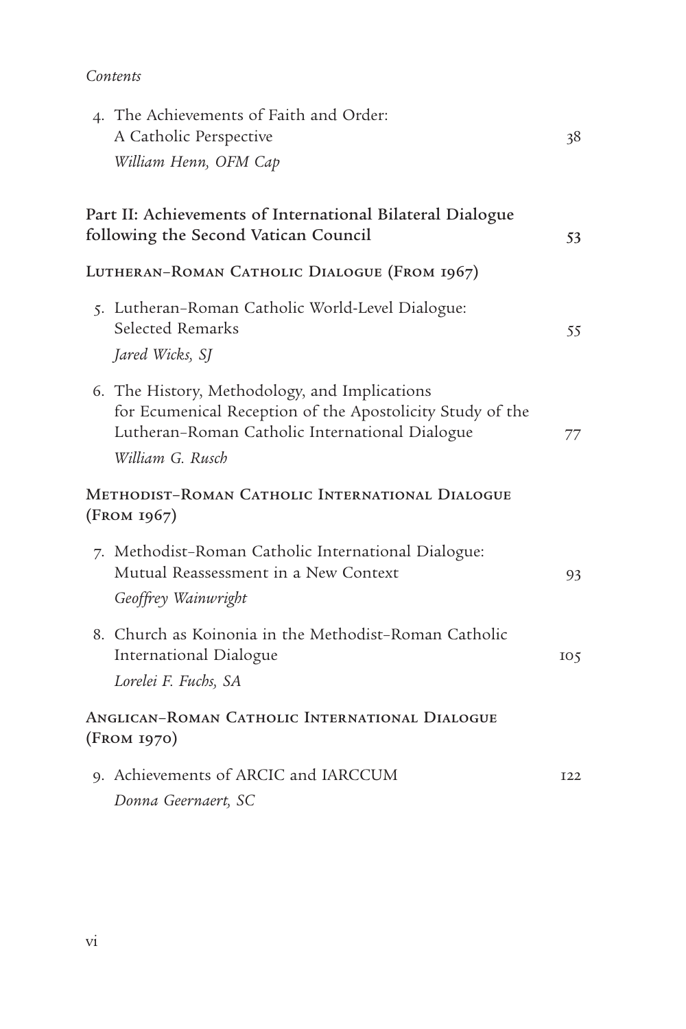4. The Achievements of Faith and Order: A Catholic Perspective — 38
   *William Henn, OFM Cap*

## Part II: Achievements of International Bilateral Dialogue following the Second Vatican Council — 53

### Lutheran–Roman Catholic Dialogue (From 1967)

5. Lutheran–Roman Catholic World-Level Dialogue: Selected Remarks — 55
   *Jared Wicks, SJ*

6. The History, Methodology, and Implications for Ecumenical Reception of the Apostolicity Study of the Lutheran–Roman Catholic International Dialogue — 77
   *William G. Rusch*

### Methodist–Roman Catholic International Dialogue (From 1967)

7. Methodist–Roman Catholic International Dialogue: Mutual Reassessment in a New Context — 93
   *Geoffrey Wainwright*

8. Church as Koinonia in the Methodist–Roman Catholic International Dialogue — 105
   *Lorelei F. Fuchs, SA*

### Anglican–Roman Catholic International Dialogue (From 1970)

9. Achievements of ARCIC and IARCCUM — 122
   *Donna Geernaert, SC*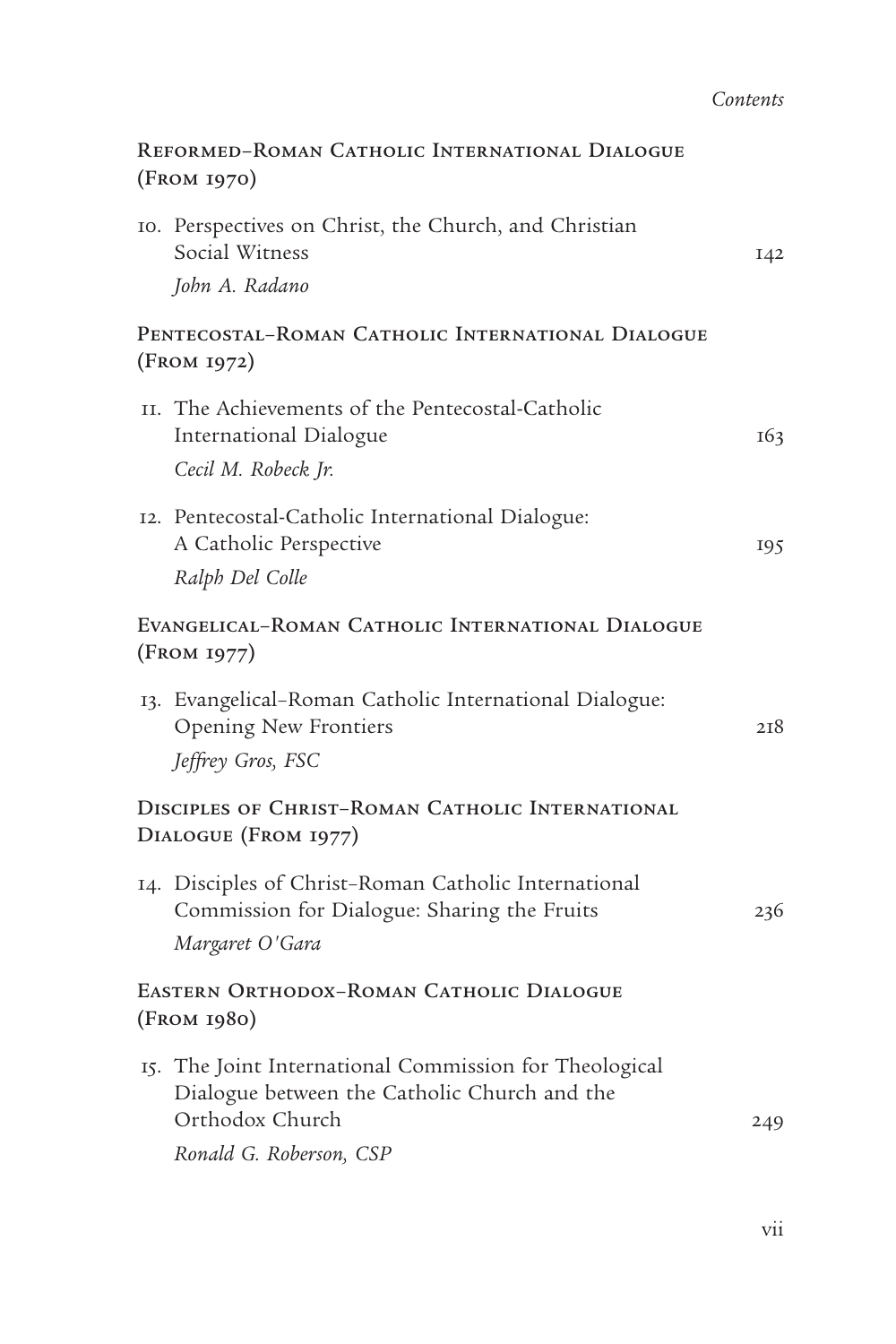### Reformed–Roman Catholic International Dialogue (From 1970)

10. Perspectives on Christ, the Church, and Christian Social Witness — 142
    *John A. Radano*

### Pentecostal–Roman Catholic International Dialogue (From 1972)

11. The Achievements of the Pentecostal-Catholic International Dialogue — 163
    *Cecil M. Robeck Jr.*

12. Pentecostal-Catholic International Dialogue: A Catholic Perspective — 195
    *Ralph Del Colle*

### Evangelical–Roman Catholic International Dialogue (From 1977)

13. Evangelical–Roman Catholic International Dialogue: Opening New Frontiers — 218
    *Jeffrey Gros, FSC*

### Disciples of Christ–Roman Catholic International Dialogue (From 1977)

14. Disciples of Christ–Roman Catholic International Commission for Dialogue: Sharing the Fruits — 236
    *Margaret O'Gara*

### Eastern Orthodox–Roman Catholic Dialogue (From 1980)

15. The Joint International Commission for Theological Dialogue between the Catholic Church and the Orthodox Church — 249
    *Ronald G. Roberson, CSP*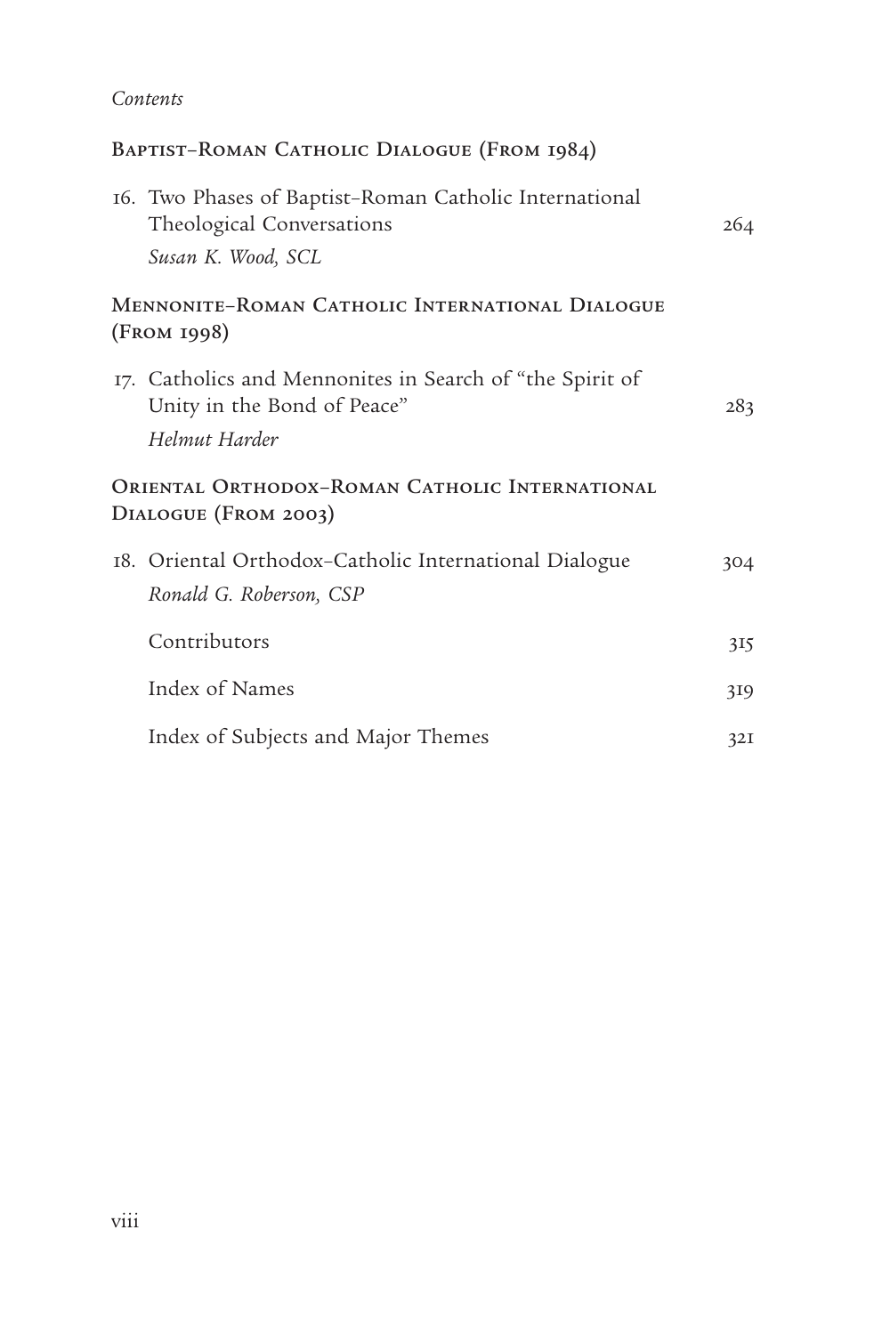## Baptist–Roman Catholic Dialogue (From 1984)

16. Two Phases of Baptist–Roman Catholic International Theological Conversations — 264
    *Susan K. Wood, SCL*

## Mennonite–Roman Catholic International Dialogue (From 1998)

17. Catholics and Mennonites in Search of "the Spirit of Unity in the Bond of Peace" — 283
    *Helmut Harder*

## Oriental Orthodox–Roman Catholic International Dialogue (From 2003)

18. Oriental Orthodox–Catholic International Dialogue — 304
    *Ronald G. Roberson, CSP*

Contributors — 315

Index of Names — 319

Index of Subjects and Major Themes — 321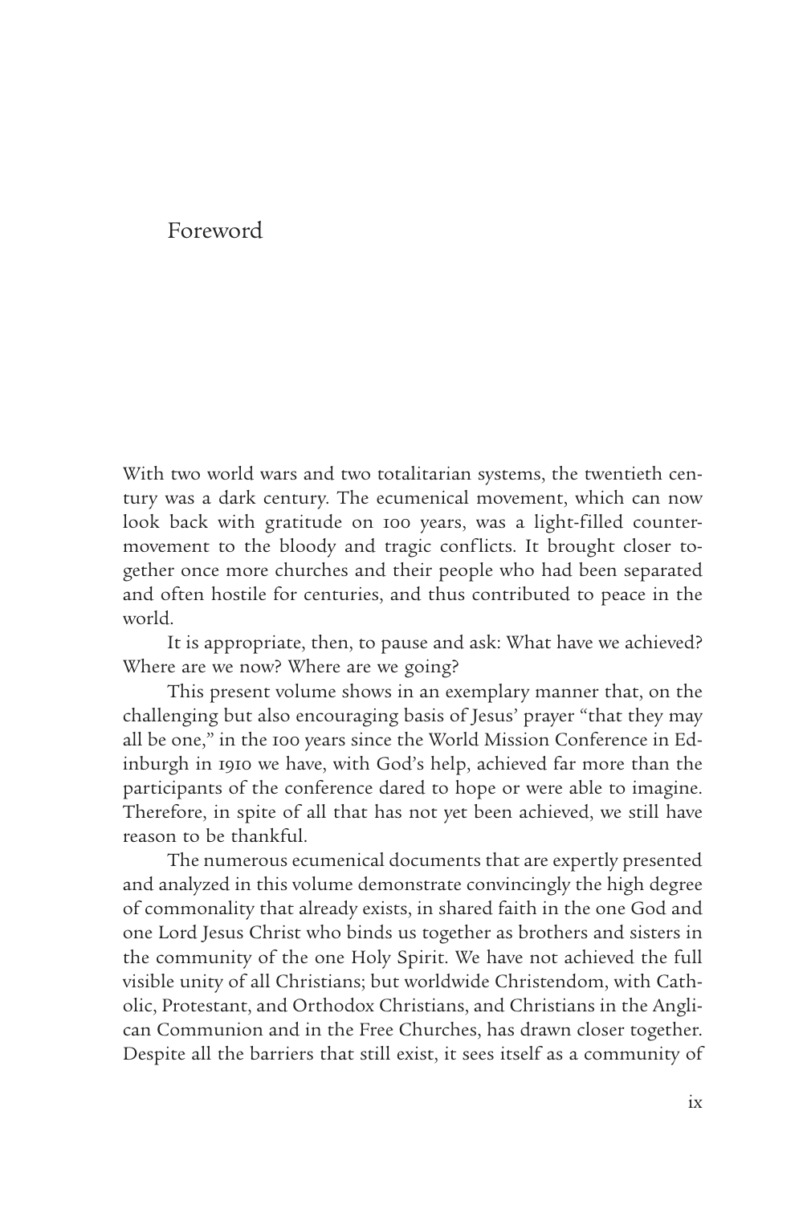# Foreword

With two world wars and two totalitarian systems, the twentieth century was a dark century. The ecumenical movement, which can now look back with gratitude on 100 years, was a light-filled countermovement to the bloody and tragic conflicts. It brought closer together once more churches and their people who had been separated and often hostile for centuries, and thus contributed to peace in the world.

It is appropriate, then, to pause and ask: What have we achieved? Where are we now? Where are we going?

This present volume shows in an exemplary manner that, on the challenging but also encouraging basis of Jesus' prayer "that they may all be one," in the 100 years since the World Mission Conference in Edinburgh in 1910 we have, with God's help, achieved far more than the participants of the conference dared to hope or were able to imagine. Therefore, in spite of all that has not yet been achieved, we still have reason to be thankful.

The numerous ecumenical documents that are expertly presented and analyzed in this volume demonstrate convincingly the high degree of commonality that already exists, in shared faith in the one God and one Lord Jesus Christ who binds us together as brothers and sisters in the community of the one Holy Spirit. We have not achieved the full visible unity of all Christians; but worldwide Christendom, with Catholic, Protestant, and Orthodox Christians, and Christians in the Anglican Communion and in the Free Churches, has drawn closer together. Despite all the barriers that still exist, it sees itself as a community of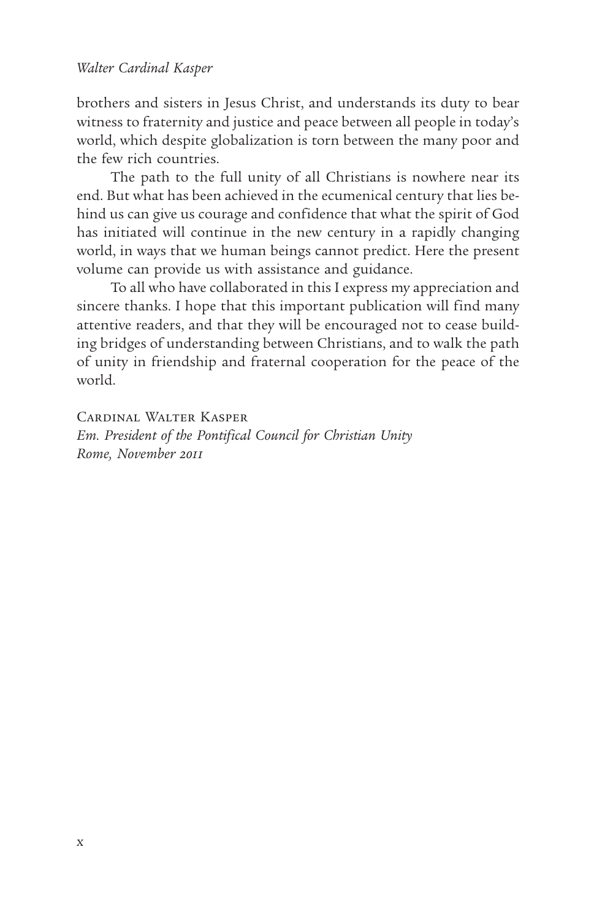brothers and sisters in Jesus Christ, and understands its duty to bear witness to fraternity and justice and peace between all people in today's world, which despite globalization is torn between the many poor and the few rich countries.

The path to the full unity of all Christians is nowhere near its end. But what has been achieved in the ecumenical century that lies behind us can give us courage and confidence that what the spirit of God has initiated will continue in the new century in a rapidly changing world, in ways that we human beings cannot predict. Here the present volume can provide us with assistance and guidance.

To all who have collaborated in this I express my appreciation and sincere thanks. I hope that this important publication will find many attentive readers, and that they will be encouraged not to cease building bridges of understanding between Christians, and to walk the path of unity in friendship and fraternal cooperation for the peace of the world.

Cardinal Walter Kasper
*Em. President of the Pontifical Council for Christian Unity*
*Rome, November 2011*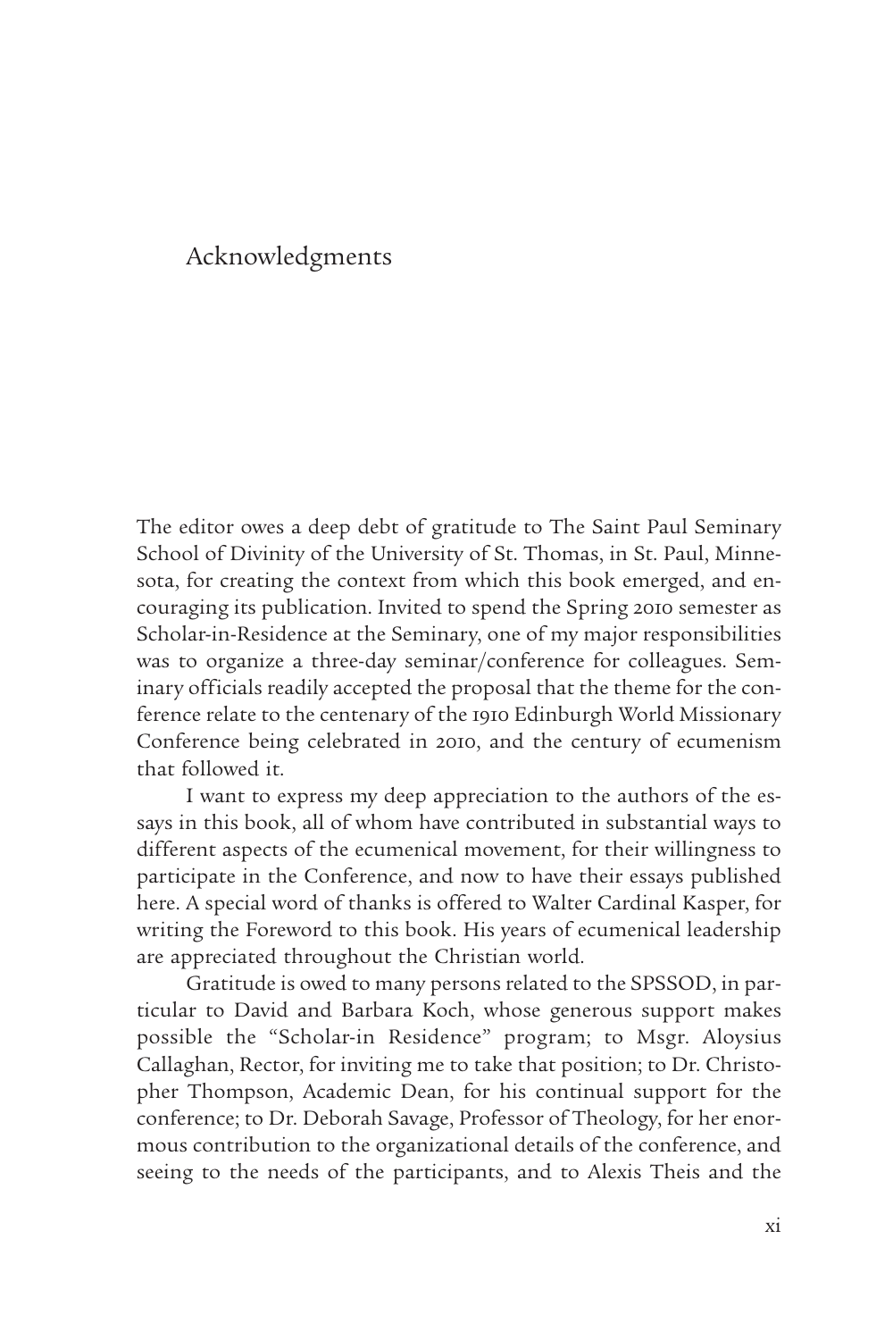# Acknowledgments

The editor owes a deep debt of gratitude to The Saint Paul Seminary School of Divinity of the University of St. Thomas, in St. Paul, Minnesota, for creating the context from which this book emerged, and encouraging its publication. Invited to spend the Spring 2010 semester as Scholar-in-Residence at the Seminary, one of my major responsibilities was to organize a three-day seminar/conference for colleagues. Seminary officials readily accepted the proposal that the theme for the conference relate to the centenary of the 1910 Edinburgh World Missionary Conference being celebrated in 2010, and the century of ecumenism that followed it.

I want to express my deep appreciation to the authors of the essays in this book, all of whom have contributed in substantial ways to different aspects of the ecumenical movement, for their willingness to participate in the Conference, and now to have their essays published here. A special word of thanks is offered to Walter Cardinal Kasper, for writing the Foreword to this book. His years of ecumenical leadership are appreciated throughout the Christian world.

Gratitude is owed to many persons related to the SPSSOD, in particular to David and Barbara Koch, whose generous support makes possible the "Scholar-in Residence" program; to Msgr. Aloysius Callaghan, Rector, for inviting me to take that position; to Dr. Christopher Thompson, Academic Dean, for his continual support for the conference; to Dr. Deborah Savage, Professor of Theology, for her enormous contribution to the organizational details of the conference, and seeing to the needs of the participants, and to Alexis Theis and the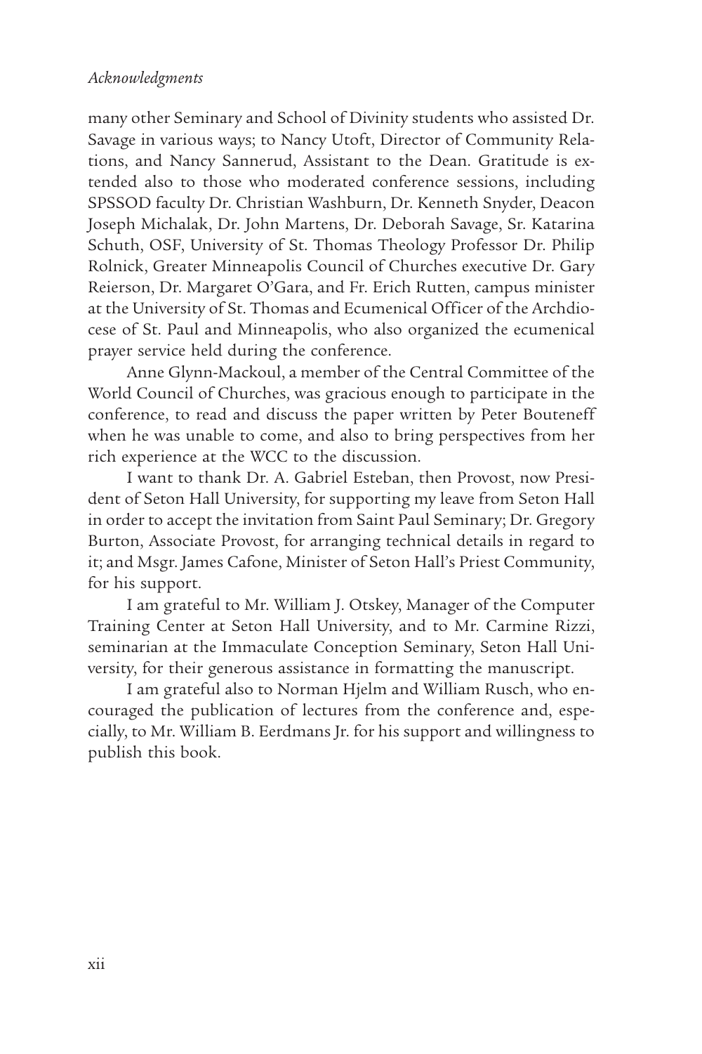many other Seminary and School of Divinity students who assisted Dr. Savage in various ways; to Nancy Utoft, Director of Community Relations, and Nancy Sannerud, Assistant to the Dean. Gratitude is extended also to those who moderated conference sessions, including SPSSOD faculty Dr. Christian Washburn, Dr. Kenneth Snyder, Deacon Joseph Michalak, Dr. John Martens, Dr. Deborah Savage, Sr. Katarina Schuth, OSF, University of St. Thomas Theology Professor Dr. Philip Rolnick, Greater Minneapolis Council of Churches executive Dr. Gary Reierson, Dr. Margaret O'Gara, and Fr. Erich Rutten, campus minister at the University of St. Thomas and Ecumenical Officer of the Archdiocese of St. Paul and Minneapolis, who also organized the ecumenical prayer service held during the conference.

Anne Glynn-Mackoul, a member of the Central Committee of the World Council of Churches, was gracious enough to participate in the conference, to read and discuss the paper written by Peter Bouteneff when he was unable to come, and also to bring perspectives from her rich experience at the WCC to the discussion.

I want to thank Dr. A. Gabriel Esteban, then Provost, now President of Seton Hall University, for supporting my leave from Seton Hall in order to accept the invitation from Saint Paul Seminary; Dr. Gregory Burton, Associate Provost, for arranging technical details in regard to it; and Msgr. James Cafone, Minister of Seton Hall's Priest Community, for his support.

I am grateful to Mr. William J. Otskey, Manager of the Computer Training Center at Seton Hall University, and to Mr. Carmine Rizzi, seminarian at the Immaculate Conception Seminary, Seton Hall University, for their generous assistance in formatting the manuscript.

I am grateful also to Norman Hjelm and William Rusch, who encouraged the publication of lectures from the conference and, especially, to Mr. William B. Eerdmans Jr. for his support and willingness to publish this book.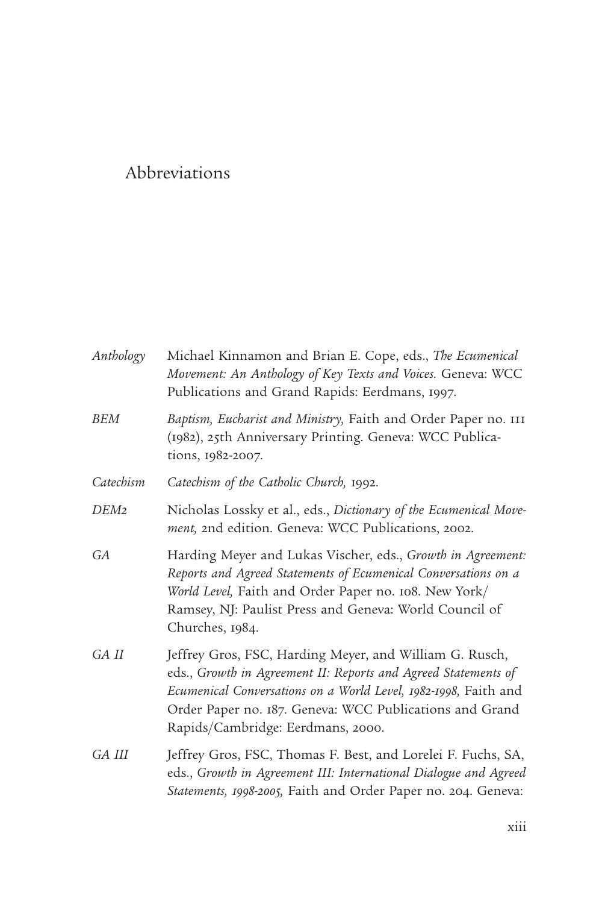# Abbreviations

*Anthology* Michael Kinnamon and Brian E. Cope, eds., *The Ecumenical Movement: An Anthology of Key Texts and Voices.* Geneva: WCC Publications and Grand Rapids: Eerdmans, 1997.

*BEM* *Baptism, Eucharist and Ministry,* Faith and Order Paper no. 111 (1982), 25th Anniversary Printing. Geneva: WCC Publications, 1982-2007.

*Catechism* *Catechism of the Catholic Church,* 1992.

*DEM2* Nicholas Lossky et al., eds., *Dictionary of the Ecumenical Movement,* 2nd edition. Geneva: WCC Publications, 2002.

*GA* Harding Meyer and Lukas Vischer, eds., *Growth in Agreement: Reports and Agreed Statements of Ecumenical Conversations on a World Level,* Faith and Order Paper no. 108. New York/Ramsey, NJ: Paulist Press and Geneva: World Council of Churches, 1984.

*GA II* Jeffrey Gros, FSC, Harding Meyer, and William G. Rusch, eds., *Growth in Agreement II: Reports and Agreed Statements of Ecumenical Conversations on a World Level, 1982-1998,* Faith and Order Paper no. 187. Geneva: WCC Publications and Grand Rapids/Cambridge: Eerdmans, 2000.

*GA III* Jeffrey Gros, FSC, Thomas F. Best, and Lorelei F. Fuchs, SA, eds., *Growth in Agreement III: International Dialogue and Agreed Statements, 1998-2005,* Faith and Order Paper no. 204. Geneva: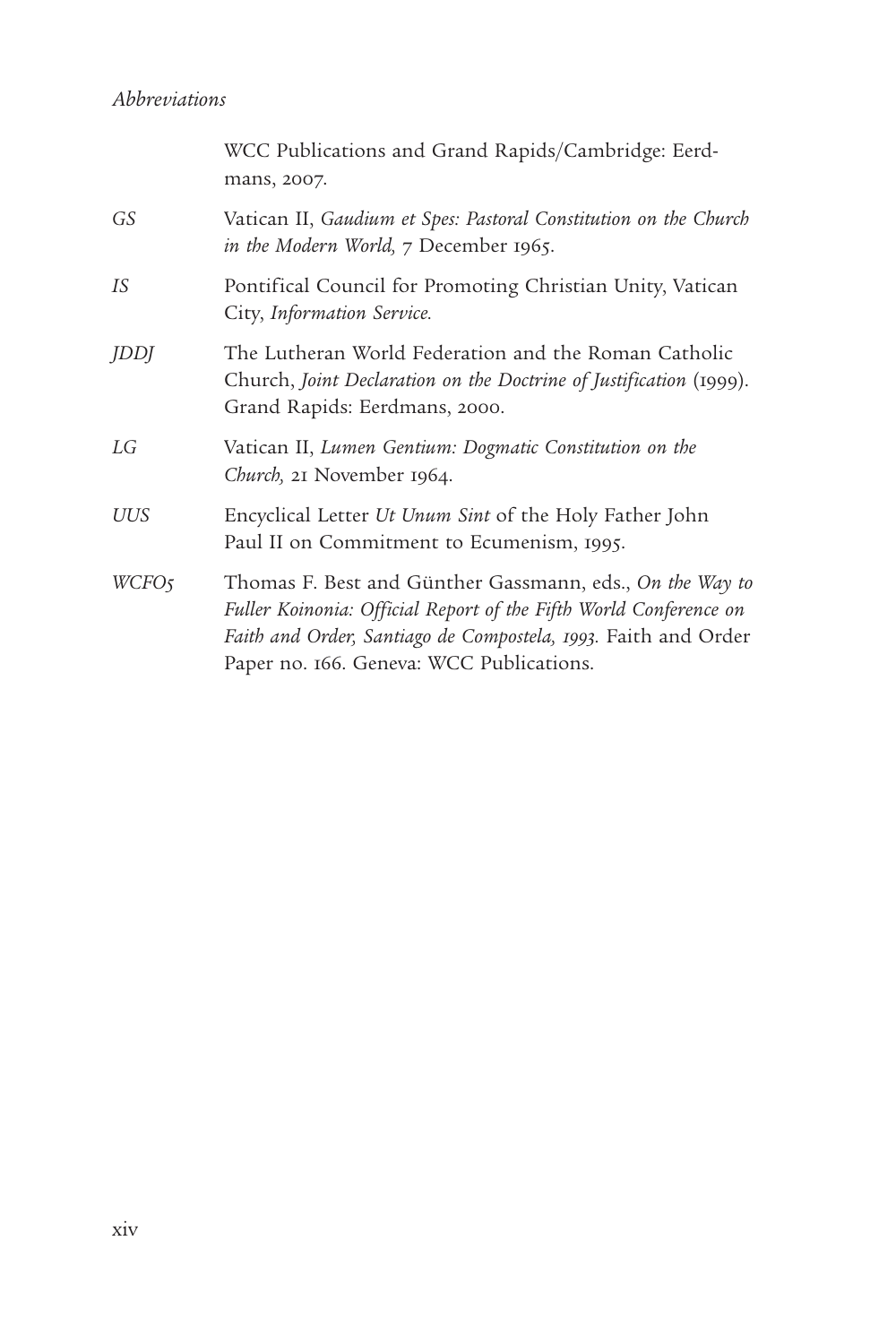WCC Publications and Grand Rapids/Cambridge: Eerdmans, 2007.

*GS* Vatican II, *Gaudium et Spes: Pastoral Constitution on the Church in the Modern World,* 7 December 1965.

*IS* Pontifical Council for Promoting Christian Unity, Vatican City, *Information Service.*

*JDDJ* The Lutheran World Federation and the Roman Catholic Church, *Joint Declaration on the Doctrine of Justification* (1999). Grand Rapids: Eerdmans, 2000.

*LG* Vatican II, *Lumen Gentium: Dogmatic Constitution on the Church,* 21 November 1964.

*UUS* Encyclical Letter *Ut Unum Sint* of the Holy Father John Paul II on Commitment to Ecumenism, 1995.

*WCFO5* Thomas F. Best and Günther Gassmann, eds., *On the Way to Fuller Koinonia: Official Report of the Fifth World Conference on Faith and Order, Santiago de Compostela, 1993.* Faith and Order Paper no. 166. Geneva: WCC Publications.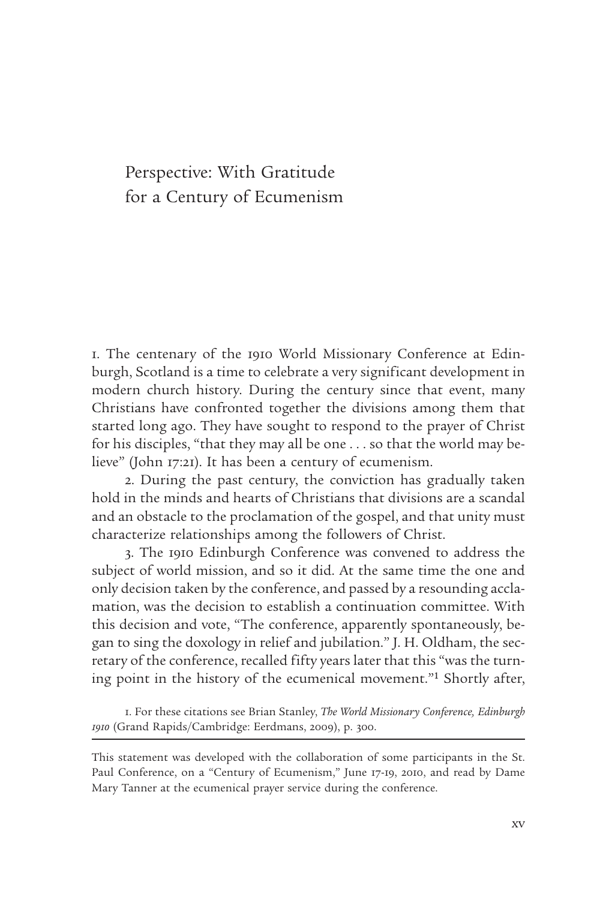# Perspective: With Gratitude for a Century of Ecumenism

1. The centenary of the 1910 World Missionary Conference at Edinburgh, Scotland is a time to celebrate a very significant development in modern church history. During the century since that event, many Christians have confronted together the divisions among them that started long ago. They have sought to respond to the prayer of Christ for his disciples, "that they may all be one . . . so that the world may believe" (John 17:21). It has been a century of ecumenism.

2. During the past century, the conviction has gradually taken hold in the minds and hearts of Christians that divisions are a scandal and an obstacle to the proclamation of the gospel, and that unity must characterize relationships among the followers of Christ.

3. The 1910 Edinburgh Conference was convened to address the subject of world mission, and so it did. At the same time the one and only decision taken by the conference, and passed by a resounding acclamation, was the decision to establish a continuation committee. With this decision and vote, "The conference, apparently spontaneously, began to sing the doxology in relief and jubilation." J. H. Oldham, the secretary of the conference, recalled fifty years later that this "was the turning point in the history of the ecumenical movement."[1] Shortly after,

1. For these citations see Brian Stanley, *The World Missionary Conference, Edinburgh 1910* (Grand Rapids/Cambridge: Eerdmans, 2009), p. 300.

This statement was developed with the collaboration of some participants in the St. Paul Conference, on a "Century of Ecumenism," June 17-19, 2010, and read by Dame Mary Tanner at the ecumenical prayer service during the conference.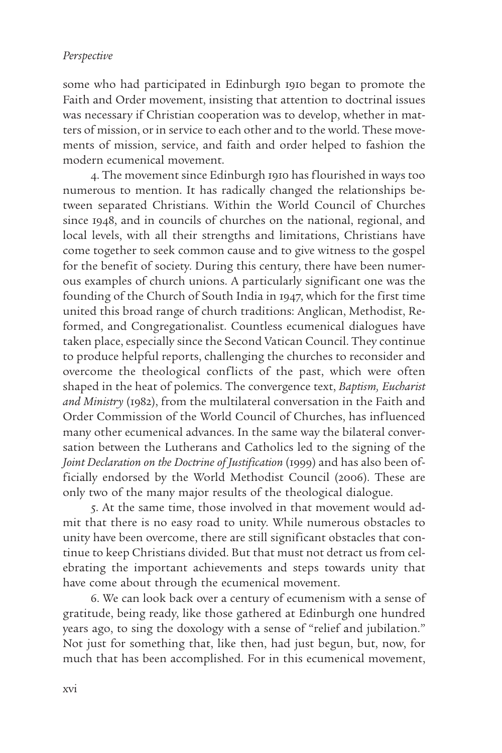some who had participated in Edinburgh 1910 began to promote the Faith and Order movement, insisting that attention to doctrinal issues was necessary if Christian cooperation was to develop, whether in matters of mission, or in service to each other and to the world. These movements of mission, service, and faith and order helped to fashion the modern ecumenical movement.

4. The movement since Edinburgh 1910 has flourished in ways too numerous to mention. It has radically changed the relationships between separated Christians. Within the World Council of Churches since 1948, and in councils of churches on the national, regional, and local levels, with all their strengths and limitations, Christians have come together to seek common cause and to give witness to the gospel for the benefit of society. During this century, there have been numerous examples of church unions. A particularly significant one was the founding of the Church of South India in 1947, which for the first time united this broad range of church traditions: Anglican, Methodist, Reformed, and Congregationalist. Countless ecumenical dialogues have taken place, especially since the Second Vatican Council. They continue to produce helpful reports, challenging the churches to reconsider and overcome the theological conflicts of the past, which were often shaped in the heat of polemics. The convergence text, *Baptism, Eucharist and Ministry* (1982), from the multilateral conversation in the Faith and Order Commission of the World Council of Churches, has influenced many other ecumenical advances. In the same way the bilateral conversation between the Lutherans and Catholics led to the signing of the *Joint Declaration on the Doctrine of Justification* (1999) and has also been officially endorsed by the World Methodist Council (2006). These are only two of the many major results of the theological dialogue.

5. At the same time, those involved in that movement would admit that there is no easy road to unity. While numerous obstacles to unity have been overcome, there are still significant obstacles that continue to keep Christians divided. But that must not detract us from celebrating the important achievements and steps towards unity that have come about through the ecumenical movement.

6. We can look back over a century of ecumenism with a sense of gratitude, being ready, like those gathered at Edinburgh one hundred years ago, to sing the doxology with a sense of "relief and jubilation." Not just for something that, like then, had just begun, but, now, for much that has been accomplished. For in this ecumenical movement,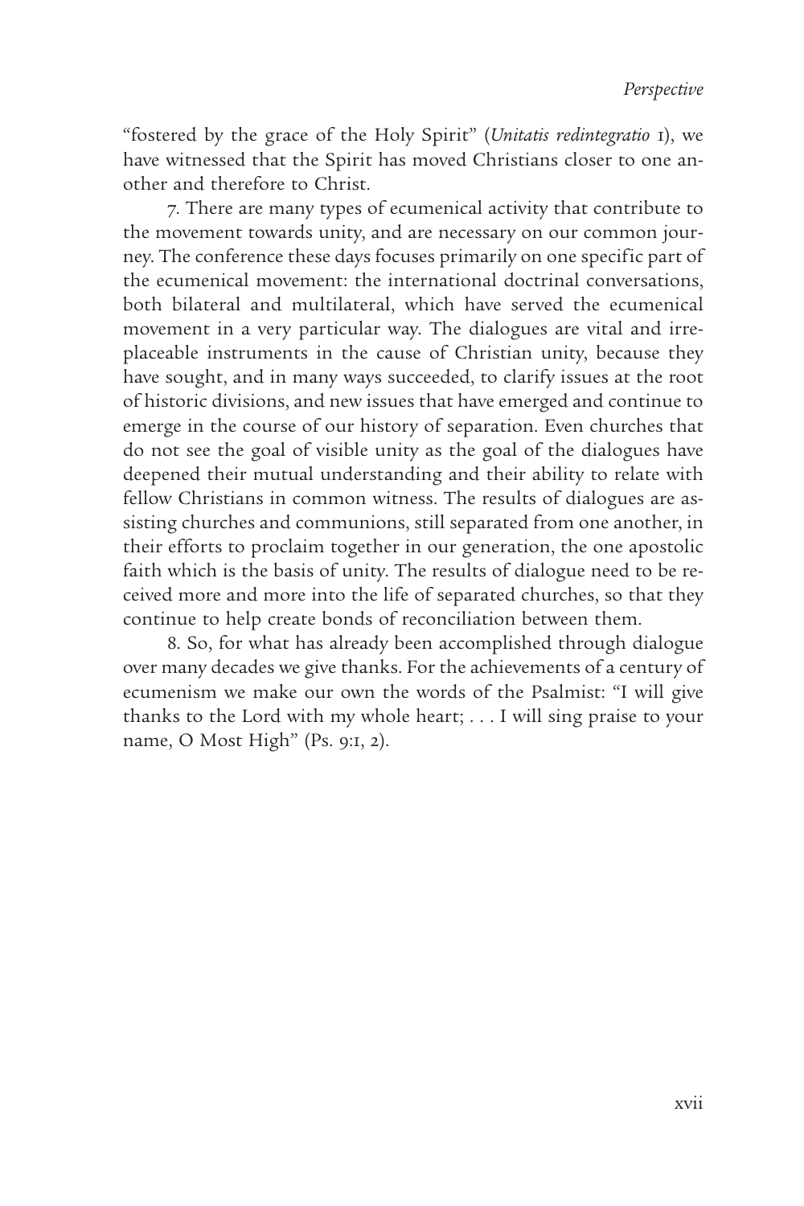"fostered by the grace of the Holy Spirit" (*Unitatis redintegratio* 1), we have witnessed that the Spirit has moved Christians closer to one another and therefore to Christ.

7. There are many types of ecumenical activity that contribute to the movement towards unity, and are necessary on our common journey. The conference these days focuses primarily on one specific part of the ecumenical movement: the international doctrinal conversations, both bilateral and multilateral, which have served the ecumenical movement in a very particular way. The dialogues are vital and irreplaceable instruments in the cause of Christian unity, because they have sought, and in many ways succeeded, to clarify issues at the root of historic divisions, and new issues that have emerged and continue to emerge in the course of our history of separation. Even churches that do not see the goal of visible unity as the goal of the dialogues have deepened their mutual understanding and their ability to relate with fellow Christians in common witness. The results of dialogues are assisting churches and communions, still separated from one another, in their efforts to proclaim together in our generation, the one apostolic faith which is the basis of unity. The results of dialogue need to be received more and more into the life of separated churches, so that they continue to help create bonds of reconciliation between them.

8. So, for what has already been accomplished through dialogue over many decades we give thanks. For the achievements of a century of ecumenism we make our own the words of the Psalmist: "I will give thanks to the Lord with my whole heart; . . . I will sing praise to your name, O Most High" (Ps. 9:1, 2).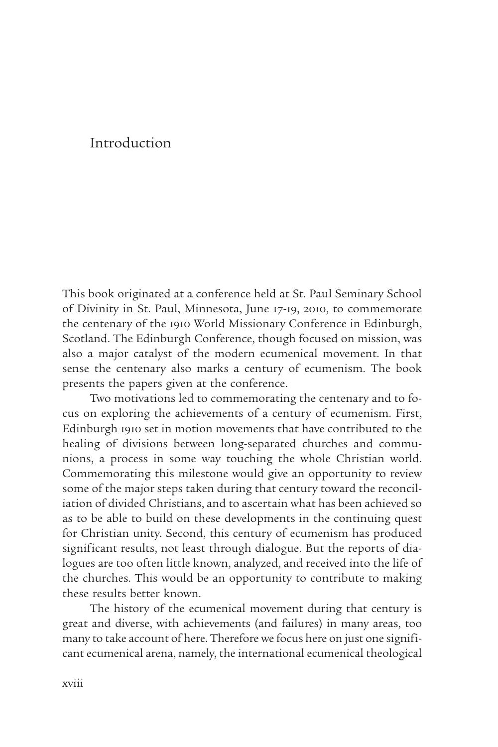# Introduction

This book originated at a conference held at St. Paul Seminary School of Divinity in St. Paul, Minnesota, June 17-19, 2010, to commemorate the centenary of the 1910 World Missionary Conference in Edinburgh, Scotland. The Edinburgh Conference, though focused on mission, was also a major catalyst of the modern ecumenical movement. In that sense the centenary also marks a century of ecumenism. The book presents the papers given at the conference.

Two motivations led to commemorating the centenary and to focus on exploring the achievements of a century of ecumenism. First, Edinburgh 1910 set in motion movements that have contributed to the healing of divisions between long-separated churches and communions, a process in some way touching the whole Christian world. Commemorating this milestone would give an opportunity to review some of the major steps taken during that century toward the reconciliation of divided Christians, and to ascertain what has been achieved so as to be able to build on these developments in the continuing quest for Christian unity. Second, this century of ecumenism has produced significant results, not least through dialogue. But the reports of dialogues are too often little known, analyzed, and received into the life of the churches. This would be an opportunity to contribute to making these results better known.

The history of the ecumenical movement during that century is great and diverse, with achievements (and failures) in many areas, too many to take account of here. Therefore we focus here on just one significant ecumenical arena, namely, the international ecumenical theological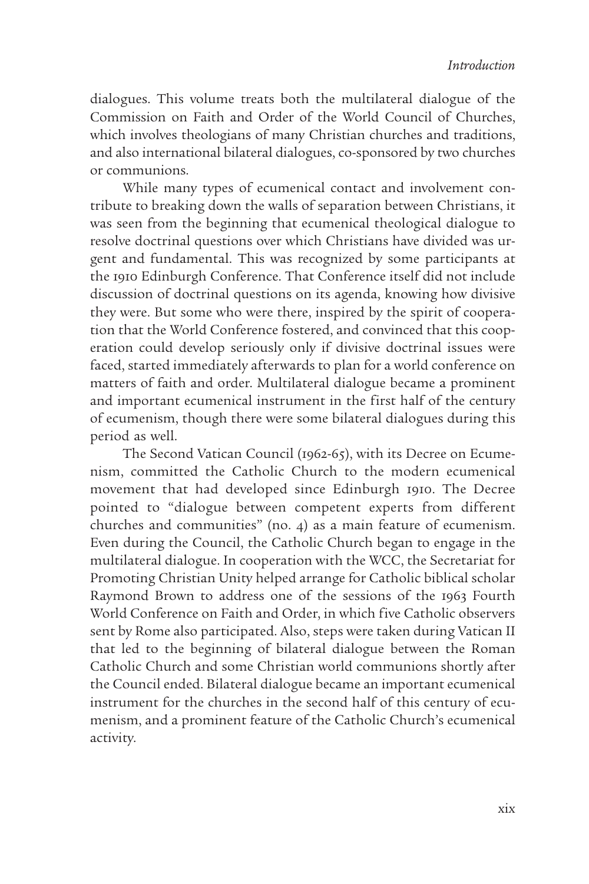dialogues. This volume treats both the multilateral dialogue of the Commission on Faith and Order of the World Council of Churches, which involves theologians of many Christian churches and traditions, and also international bilateral dialogues, co-sponsored by two churches or communions.

While many types of ecumenical contact and involvement contribute to breaking down the walls of separation between Christians, it was seen from the beginning that ecumenical theological dialogue to resolve doctrinal questions over which Christians have divided was urgent and fundamental. This was recognized by some participants at the 1910 Edinburgh Conference. That Conference itself did not include discussion of doctrinal questions on its agenda, knowing how divisive they were. But some who were there, inspired by the spirit of cooperation that the World Conference fostered, and convinced that this cooperation could develop seriously only if divisive doctrinal issues were faced, started immediately afterwards to plan for a world conference on matters of faith and order. Multilateral dialogue became a prominent and important ecumenical instrument in the first half of the century of ecumenism, though there were some bilateral dialogues during this period as well.

The Second Vatican Council (1962-65), with its Decree on Ecumenism, committed the Catholic Church to the modern ecumenical movement that had developed since Edinburgh 1910. The Decree pointed to "dialogue between competent experts from different churches and communities" (no. 4) as a main feature of ecumenism. Even during the Council, the Catholic Church began to engage in the multilateral dialogue. In cooperation with the WCC, the Secretariat for Promoting Christian Unity helped arrange for Catholic biblical scholar Raymond Brown to address one of the sessions of the 1963 Fourth World Conference on Faith and Order, in which five Catholic observers sent by Rome also participated. Also, steps were taken during Vatican II that led to the beginning of bilateral dialogue between the Roman Catholic Church and some Christian world communions shortly after the Council ended. Bilateral dialogue became an important ecumenical instrument for the churches in the second half of this century of ecumenism, and a prominent feature of the Catholic Church's ecumenical activity.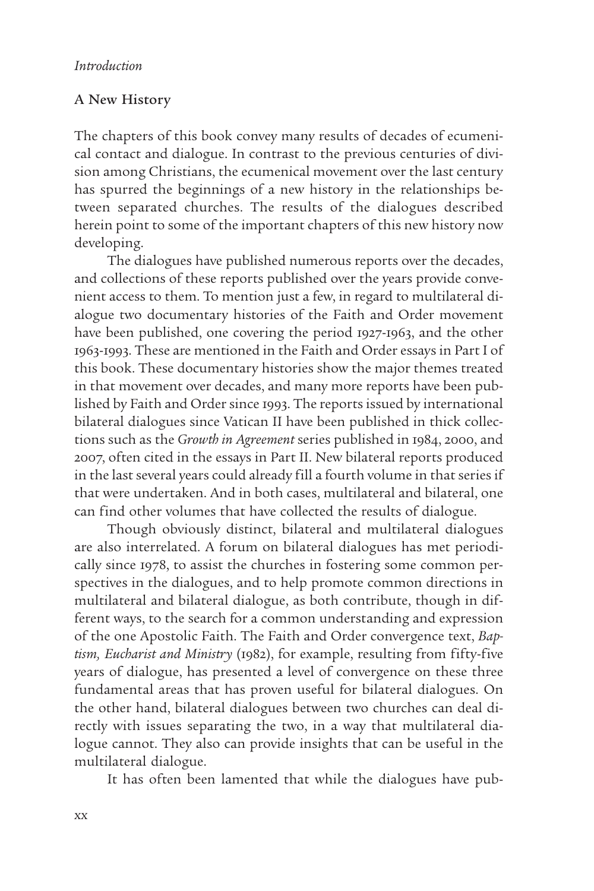## A New History

The chapters of this book convey many results of decades of ecumenical contact and dialogue. In contrast to the previous centuries of division among Christians, the ecumenical movement over the last century has spurred the beginnings of a new history in the relationships between separated churches. The results of the dialogues described herein point to some of the important chapters of this new history now developing.

The dialogues have published numerous reports over the decades, and collections of these reports published over the years provide convenient access to them. To mention just a few, in regard to multilateral dialogue two documentary histories of the Faith and Order movement have been published, one covering the period 1927-1963, and the other 1963-1993. These are mentioned in the Faith and Order essays in Part I of this book. These documentary histories show the major themes treated in that movement over decades, and many more reports have been published by Faith and Order since 1993. The reports issued by international bilateral dialogues since Vatican II have been published in thick collections such as the *Growth in Agreement* series published in 1984, 2000, and 2007, often cited in the essays in Part II. New bilateral reports produced in the last several years could already fill a fourth volume in that series if that were undertaken. And in both cases, multilateral and bilateral, one can find other volumes that have collected the results of dialogue.

Though obviously distinct, bilateral and multilateral dialogues are also interrelated. A forum on bilateral dialogues has met periodically since 1978, to assist the churches in fostering some common perspectives in the dialogues, and to help promote common directions in multilateral and bilateral dialogue, as both contribute, though in different ways, to the search for a common understanding and expression of the one Apostolic Faith. The Faith and Order convergence text, *Baptism, Eucharist and Ministry* (1982), for example, resulting from fifty-five years of dialogue, has presented a level of convergence on these three fundamental areas that has proven useful for bilateral dialogues. On the other hand, bilateral dialogues between two churches can deal directly with issues separating the two, in a way that multilateral dialogue cannot. They also can provide insights that can be useful in the multilateral dialogue.

It has often been lamented that while the dialogues have pub-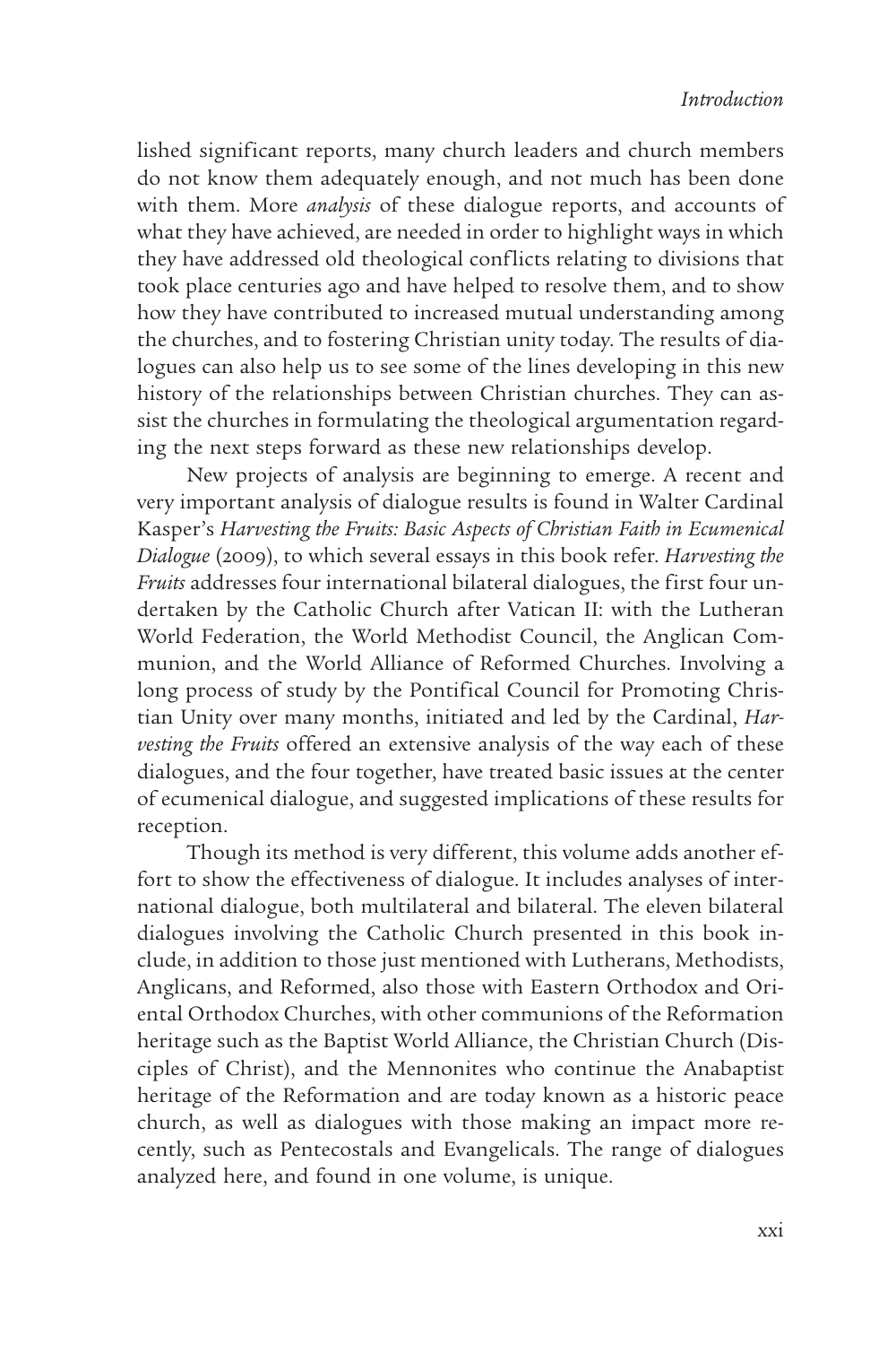lished significant reports, many church leaders and church members do not know them adequately enough, and not much has been done with them. More *analysis* of these dialogue reports, and accounts of what they have achieved, are needed in order to highlight ways in which they have addressed old theological conflicts relating to divisions that took place centuries ago and have helped to resolve them, and to show how they have contributed to increased mutual understanding among the churches, and to fostering Christian unity today. The results of dialogues can also help us to see some of the lines developing in this new history of the relationships between Christian churches. They can assist the churches in formulating the theological argumentation regarding the next steps forward as these new relationships develop.

New projects of analysis are beginning to emerge. A recent and very important analysis of dialogue results is found in Walter Cardinal Kasper's *Harvesting the Fruits: Basic Aspects of Christian Faith in Ecumenical Dialogue* (2009), to which several essays in this book refer. *Harvesting the Fruits* addresses four international bilateral dialogues, the first four undertaken by the Catholic Church after Vatican II: with the Lutheran World Federation, the World Methodist Council, the Anglican Communion, and the World Alliance of Reformed Churches. Involving a long process of study by the Pontifical Council for Promoting Christian Unity over many months, initiated and led by the Cardinal, *Harvesting the Fruits* offered an extensive analysis of the way each of these dialogues, and the four together, have treated basic issues at the center of ecumenical dialogue, and suggested implications of these results for reception.

Though its method is very different, this volume adds another effort to show the effectiveness of dialogue. It includes analyses of international dialogue, both multilateral and bilateral. The eleven bilateral dialogues involving the Catholic Church presented in this book include, in addition to those just mentioned with Lutherans, Methodists, Anglicans, and Reformed, also those with Eastern Orthodox and Oriental Orthodox Churches, with other communions of the Reformation heritage such as the Baptist World Alliance, the Christian Church (Disciples of Christ), and the Mennonites who continue the Anabaptist heritage of the Reformation and are today known as a historic peace church, as well as dialogues with those making an impact more recently, such as Pentecostals and Evangelicals. The range of dialogues analyzed here, and found in one volume, is unique.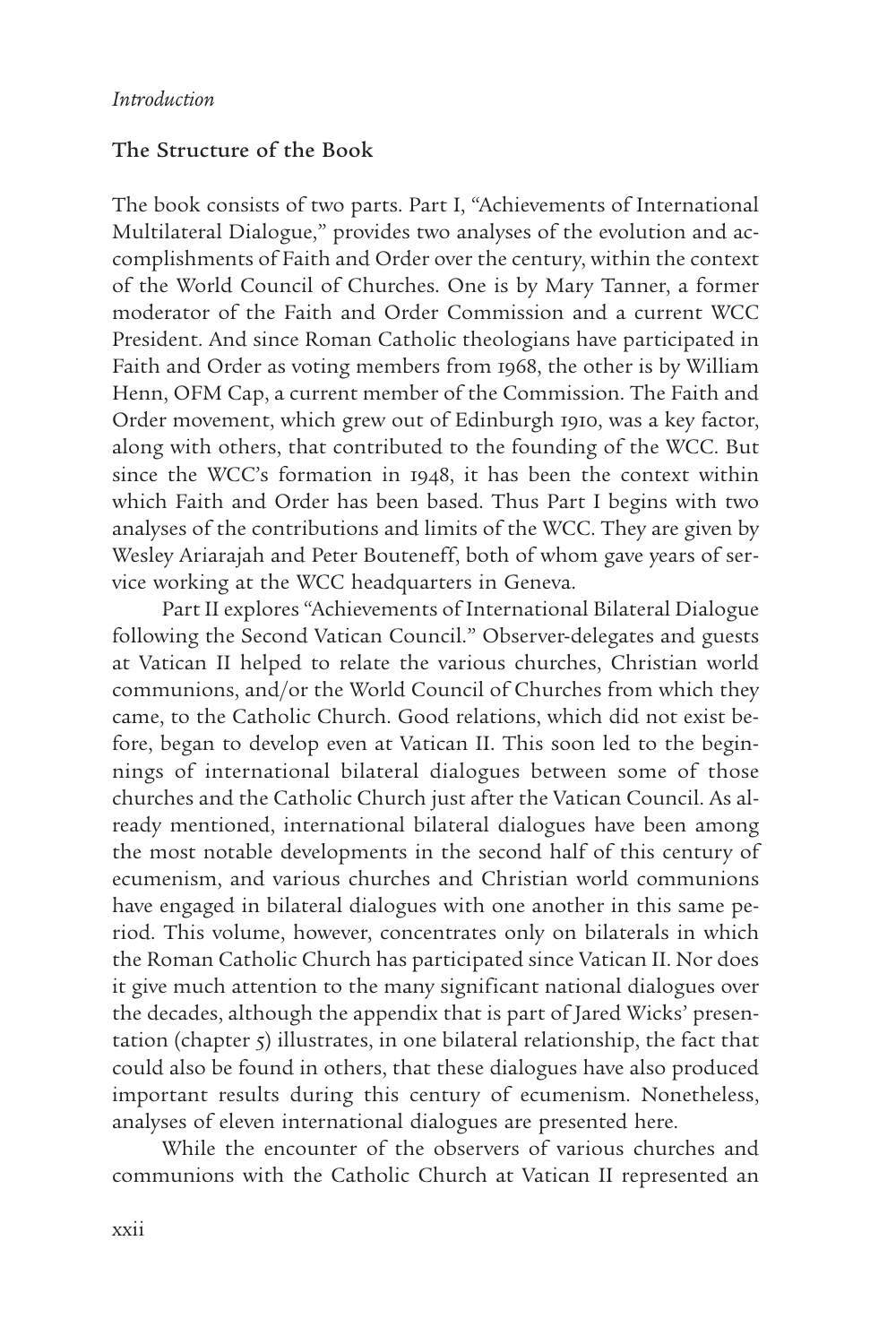## The Structure of the Book

The book consists of two parts. Part I, "Achievements of International Multilateral Dialogue," provides two analyses of the evolution and accomplishments of Faith and Order over the century, within the context of the World Council of Churches. One is by Mary Tanner, a former moderator of the Faith and Order Commission and a current WCC President. And since Roman Catholic theologians have participated in Faith and Order as voting members from 1968, the other is by William Henn, OFM Cap, a current member of the Commission. The Faith and Order movement, which grew out of Edinburgh 1910, was a key factor, along with others, that contributed to the founding of the WCC. But since the WCC's formation in 1948, it has been the context within which Faith and Order has been based. Thus Part I begins with two analyses of the contributions and limits of the WCC. They are given by Wesley Ariarajah and Peter Bouteneff, both of whom gave years of service working at the WCC headquarters in Geneva.

Part II explores "Achievements of International Bilateral Dialogue following the Second Vatican Council." Observer-delegates and guests at Vatican II helped to relate the various churches, Christian world communions, and/or the World Council of Churches from which they came, to the Catholic Church. Good relations, which did not exist before, began to develop even at Vatican II. This soon led to the beginnings of international bilateral dialogues between some of those churches and the Catholic Church just after the Vatican Council. As already mentioned, international bilateral dialogues have been among the most notable developments in the second half of this century of ecumenism, and various churches and Christian world communions have engaged in bilateral dialogues with one another in this same period. This volume, however, concentrates only on bilaterals in which the Roman Catholic Church has participated since Vatican II. Nor does it give much attention to the many significant national dialogues over the decades, although the appendix that is part of Jared Wicks' presentation (chapter 5) illustrates, in one bilateral relationship, the fact that could also be found in others, that these dialogues have also produced important results during this century of ecumenism. Nonetheless, analyses of eleven international dialogues are presented here.

While the encounter of the observers of various churches and communions with the Catholic Church at Vatican II represented an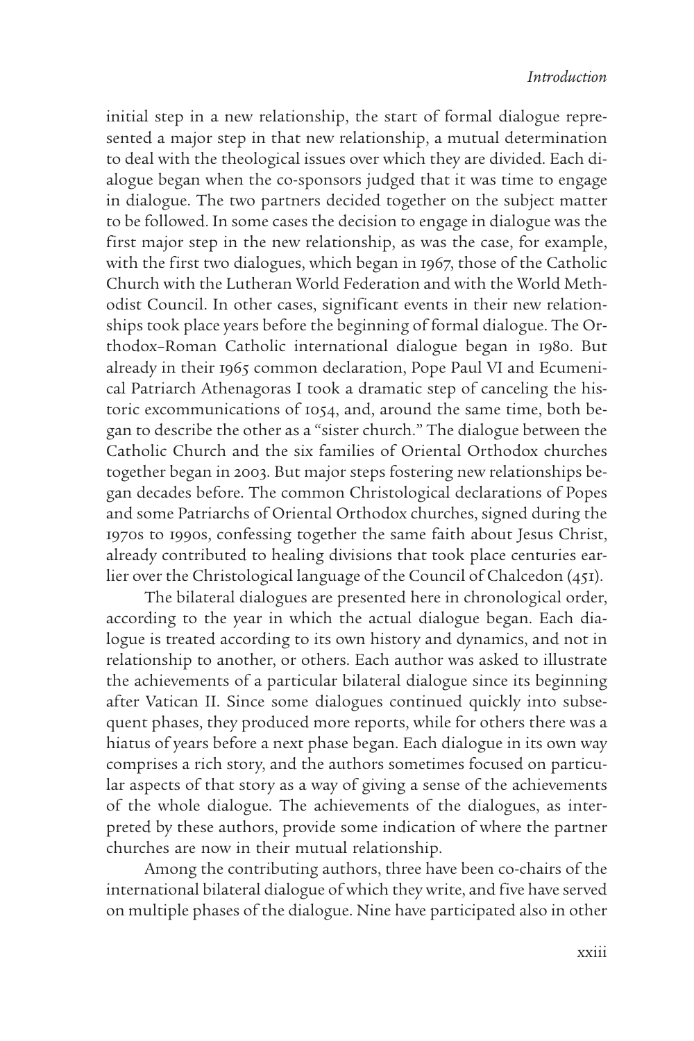initial step in a new relationship, the start of formal dialogue represented a major step in that new relationship, a mutual determination to deal with the theological issues over which they are divided. Each dialogue began when the co-sponsors judged that it was time to engage in dialogue. The two partners decided together on the subject matter to be followed. In some cases the decision to engage in dialogue was the first major step in the new relationship, as was the case, for example, with the first two dialogues, which began in 1967, those of the Catholic Church with the Lutheran World Federation and with the World Methodist Council. In other cases, significant events in their new relationships took place years before the beginning of formal dialogue. The Orthodox–Roman Catholic international dialogue began in 1980. But already in their 1965 common declaration, Pope Paul VI and Ecumenical Patriarch Athenagoras I took a dramatic step of canceling the historic excommunications of 1054, and, around the same time, both began to describe the other as a "sister church." The dialogue between the Catholic Church and the six families of Oriental Orthodox churches together began in 2003. But major steps fostering new relationships began decades before. The common Christological declarations of Popes and some Patriarchs of Oriental Orthodox churches, signed during the 1970s to 1990s, confessing together the same faith about Jesus Christ, already contributed to healing divisions that took place centuries earlier over the Christological language of the Council of Chalcedon (451).

The bilateral dialogues are presented here in chronological order, according to the year in which the actual dialogue began. Each dialogue is treated according to its own history and dynamics, and not in relationship to another, or others. Each author was asked to illustrate the achievements of a particular bilateral dialogue since its beginning after Vatican II. Since some dialogues continued quickly into subsequent phases, they produced more reports, while for others there was a hiatus of years before a next phase began. Each dialogue in its own way comprises a rich story, and the authors sometimes focused on particular aspects of that story as a way of giving a sense of the achievements of the whole dialogue. The achievements of the dialogues, as interpreted by these authors, provide some indication of where the partner churches are now in their mutual relationship.

Among the contributing authors, three have been co-chairs of the international bilateral dialogue of which they write, and five have served on multiple phases of the dialogue. Nine have participated also in other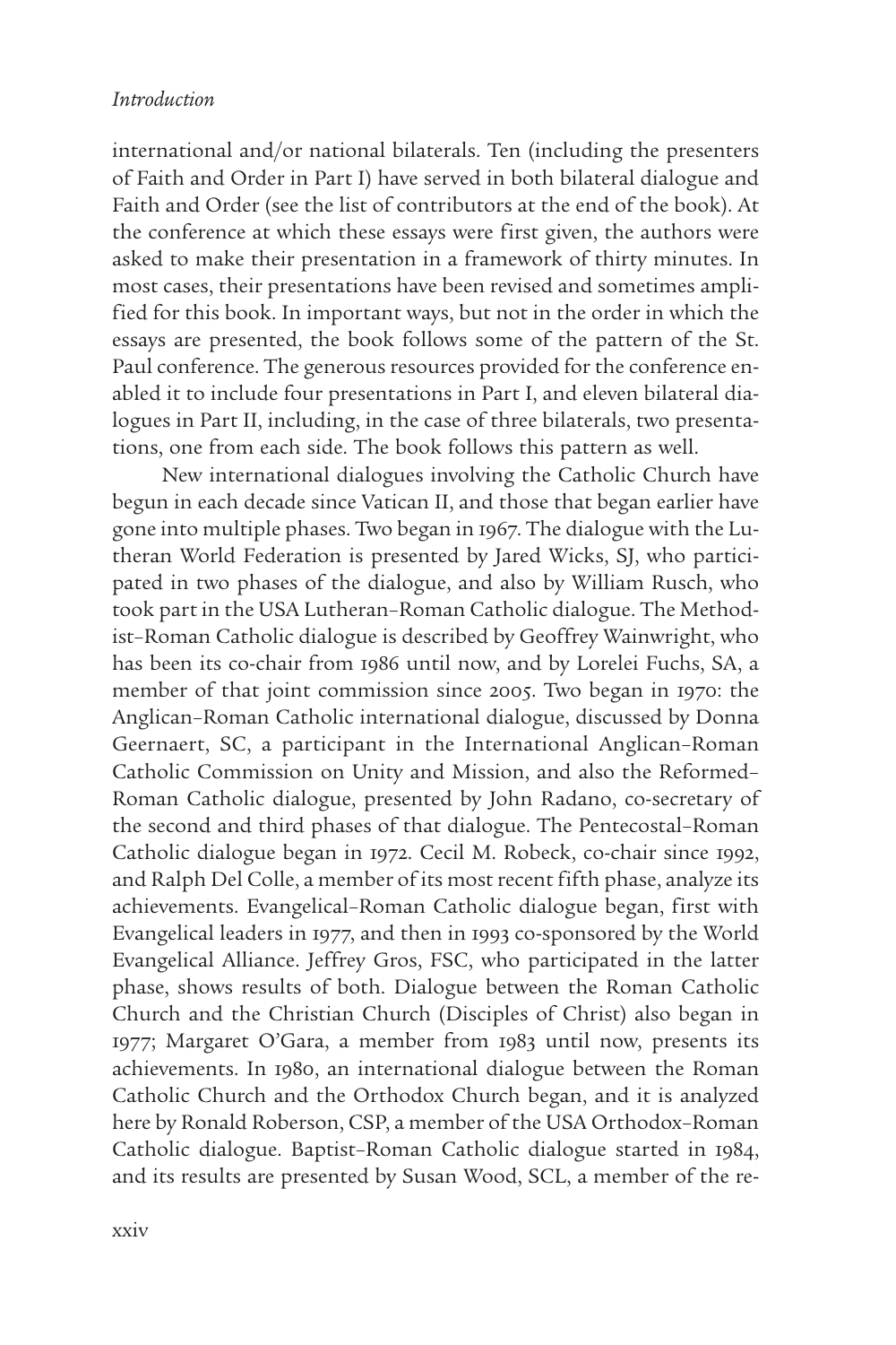international and/or national bilaterals. Ten (including the presenters of Faith and Order in Part I) have served in both bilateral dialogue and Faith and Order (see the list of contributors at the end of the book). At the conference at which these essays were first given, the authors were asked to make their presentation in a framework of thirty minutes. In most cases, their presentations have been revised and sometimes amplified for this book. In important ways, but not in the order in which the essays are presented, the book follows some of the pattern of the St. Paul conference. The generous resources provided for the conference enabled it to include four presentations in Part I, and eleven bilateral dialogues in Part II, including, in the case of three bilaterals, two presentations, one from each side. The book follows this pattern as well.

New international dialogues involving the Catholic Church have begun in each decade since Vatican II, and those that began earlier have gone into multiple phases. Two began in 1967. The dialogue with the Lutheran World Federation is presented by Jared Wicks, SJ, who participated in two phases of the dialogue, and also by William Rusch, who took part in the USA Lutheran–Roman Catholic dialogue. The Methodist–Roman Catholic dialogue is described by Geoffrey Wainwright, who has been its co-chair from 1986 until now, and by Lorelei Fuchs, SA, a member of that joint commission since 2005. Two began in 1970: the Anglican–Roman Catholic international dialogue, discussed by Donna Geernaert, SC, a participant in the International Anglican–Roman Catholic Commission on Unity and Mission, and also the Reformed–Roman Catholic dialogue, presented by John Radano, co-secretary of the second and third phases of that dialogue. The Pentecostal–Roman Catholic dialogue began in 1972. Cecil M. Robeck, co-chair since 1992, and Ralph Del Colle, a member of its most recent fifth phase, analyze its achievements. Evangelical–Roman Catholic dialogue began, first with Evangelical leaders in 1977, and then in 1993 co-sponsored by the World Evangelical Alliance. Jeffrey Gros, FSC, who participated in the latter phase, shows results of both. Dialogue between the Roman Catholic Church and the Christian Church (Disciples of Christ) also began in 1977; Margaret O'Gara, a member from 1983 until now, presents its achievements. In 1980, an international dialogue between the Roman Catholic Church and the Orthodox Church began, and it is analyzed here by Ronald Roberson, CSP, a member of the USA Orthodox–Roman Catholic dialogue. Baptist–Roman Catholic dialogue started in 1984, and its results are presented by Susan Wood, SCL, a member of the re-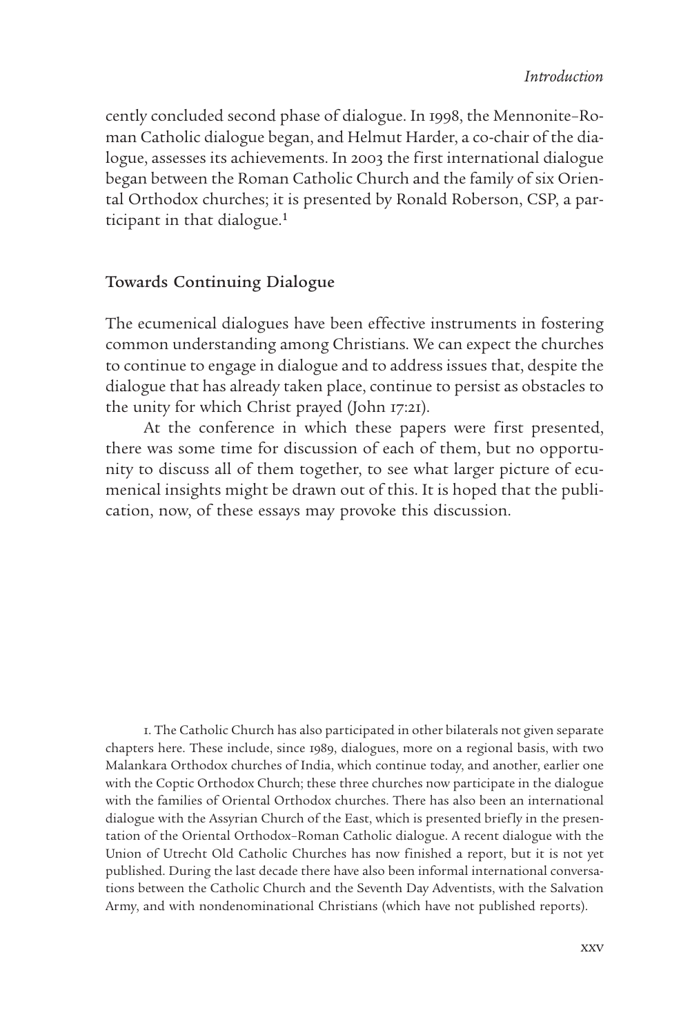cently concluded second phase of dialogue. In 1998, the Mennonite–Roman Catholic dialogue began, and Helmut Harder, a co-chair of the dialogue, assesses its achievements. In 2003 the first international dialogue began between the Roman Catholic Church and the family of six Oriental Orthodox churches; it is presented by Ronald Roberson, CSP, a participant in that dialogue.[1]

## Towards Continuing Dialogue

The ecumenical dialogues have been effective instruments in fostering common understanding among Christians. We can expect the churches to continue to engage in dialogue and to address issues that, despite the dialogue that has already taken place, continue to persist as obstacles to the unity for which Christ prayed (John 17:21).

At the conference in which these papers were first presented, there was some time for discussion of each of them, but no opportunity to discuss all of them together, to see what larger picture of ecumenical insights might be drawn out of this. It is hoped that the publication, now, of these essays may provoke this discussion.

1. The Catholic Church has also participated in other bilaterals not given separate chapters here. These include, since 1989, dialogues, more on a regional basis, with two Malankara Orthodox churches of India, which continue today, and another, earlier one with the Coptic Orthodox Church; these three churches now participate in the dialogue with the families of Oriental Orthodox churches. There has also been an international dialogue with the Assyrian Church of the East, which is presented briefly in the presentation of the Oriental Orthodox–Roman Catholic dialogue. A recent dialogue with the Union of Utrecht Old Catholic Churches has now finished a report, but it is not yet published. During the last decade there have also been informal international conversations between the Catholic Church and the Seventh Day Adventists, with the Salvation Army, and with nondenominational Christians (which have not published reports).